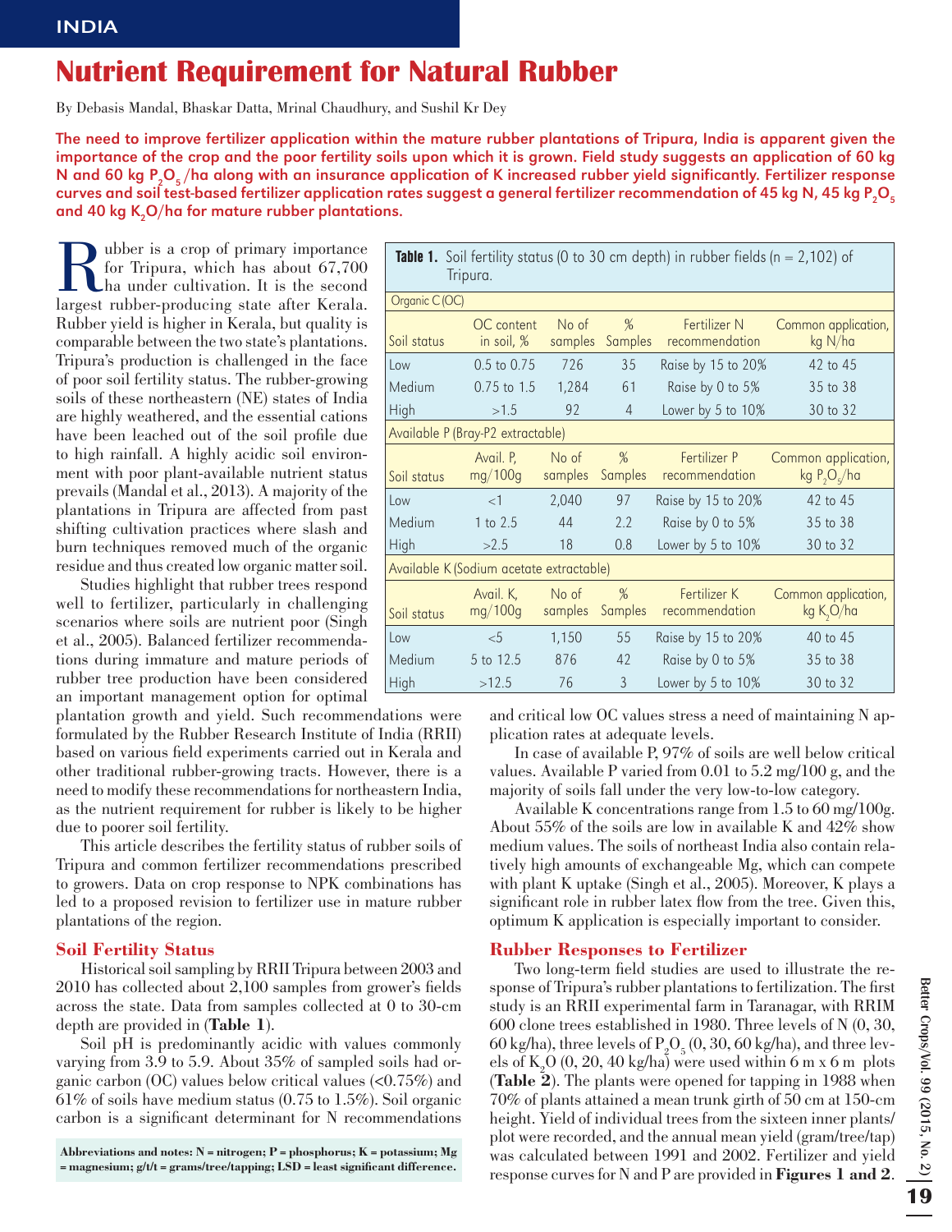INDIA

# Nutrient Requirement for Natural Rubber

By Debasis Mandal, Bhaskar Datta, Mrinal Chaudhury, and Sushil Kr Dey

**The need to improve fertilizer application within the mature rubber plantations of Tripura, India is apparent given the importance of the crop and the poor fertility soils upon which it is grown. Field study suggests an application of 60 kg N and 60 kg $P_2O_5$/ha along with an insurance application of K increased rubber yield significantly. Fertilizer response curves and soil test-based fertilizer application rates suggest a general fertilizer recommendation of 45 kg N, 45 kg $P_2O_5$ and 40 kg $K_2O$/ha for mature rubber plantations.**

Rubber is a crop of primary importance for Tripura, which has about 67,700 ha under cultivation. It is the second largest rubber-producing state after Kerala. Rubber yield is higher in Kerala, but quality is comparable between the two state's plantations. Tripura's production is challenged in the face of poor soil fertility status. The rubber-growing soils of these northeastern (NE) states of India are highly weathered, and the essential cations have been leached out of the soil profile due to high rainfall. A highly acidic soil environment with poor plant-available nutrient status prevails (Mandal et al., 2013). A majority of the plantations in Tripura are affected from past shifting cultivation practices where slash and burn techniques removed much of the organic residue and thus created low organic matter soil.

Studies highlight that rubber trees respond well to fertilizer, particularly in challenging scenarios where soils are nutrient poor (Singh et al., 2005). Balanced fertilizer recommendations during immature and mature periods of rubber tree production have been considered an important management option for optimal plantation growth and yield. Such recommendations were formulated by the Rubber Research Institute of India (RRII) based on various field experiments carried out in Kerala and other traditional rubber-growing tracts. However, there is a need to modify these recommendations for northeastern India, as the nutrient requirement for rubber is likely to be higher due to poorer soil fertility.

This article describes the fertility status of rubber soils of Tripura and common fertilizer recommendations prescribed to growers. Data on crop response to NPK combinations has led to a proposed revision to fertilizer use in mature rubber plantations of the region.

## Soil Fertility Status

Historical soil sampling by RRII Tripura between 2003 and 2010 has collected about 2,100 samples from grower's fields across the state. Data from samples collected at 0 to 30-cm depth are provided in (**Table 1**).

Soil pH is predominantly acidic with values commonly varying from 3.9 to 5.9. About 35% of sampled soils had organic carbon (OC) values below critical values (<0.75%) and 61% of soils have medium status (0.75 to 1.5%). Soil organic carbon is a significant determinant for N recommendations and critical low OC values stress a need of maintaining N application rates at adequate levels.

In case of available P, 97% of soils are well below critical values. Available P varied from 0.01 to 5.2 mg/100 g, and the majority of soils fall under the very low-to-low category.

Available K concentrations range from 1.5 to 60 mg/100g. About 55% of the soils are low in available K and 42% show medium values. The soils of northeast India also contain relatively high amounts of exchangeable Mg, which can compete with plant K uptake (Singh et al., 2005). Moreover, K plays a significant role in rubber latex flow from the tree. Given this, optimum K application is especially important to consider.

**Table 1.** Soil fertility status (0 to 30 cm depth) in rubber fields (n = 2,102) of Tripura.

| Organic C (OC) | | | | | |
|---|---|---|---|---|---|
| Soil status | OC content in soil, % | No of samples | % Samples | Fertilizer N recommendation | Common application, kg N/ha |
| Low | 0.5 to 0.75 | 726 | 35 | Raise by 15 to 20% | 42 to 45 |
| Medium | 0.75 to 1.5 | 1,284 | 61 | Raise by 0 to 5% | 35 to 38 |
| High | >1.5 | 92 | 4 | Lower by 5 to 10% | 30 to 32 |
| **Available P (Bray-P2 extractable)** | | | | | |
| Soil status | Avail. P, mg/100g | No of samples | % Samples | Fertilizer P recommendation | Common application, kg $P_2O_5$/ha |
| Low | <1 | 2,040 | 97 | Raise by 15 to 20% | 42 to 45 |
| Medium | 1 to 2.5 | 44 | 2.2 | Raise by 0 to 5% | 35 to 38 |
| High | >2.5 | 18 | 0.8 | Lower by 5 to 10% | 30 to 32 |
| **Available K (Sodium acetate extractable)** | | | | | |
| Soil status | Avail. K, mg/100g | No of samples | % Samples | Fertilizer K recommendation | Common application, kg $K_2O$/ha |
| Low | <5 | 1,150 | 55 | Raise by 15 to 20% | 40 to 45 |
| Medium | 5 to 12.5 | 876 | 42 | Raise by 0 to 5% | 35 to 38 |
| High | >12.5 | 76 | 3 | Lower by 5 to 10% | 30 to 32 |

## Rubber Responses to Fertilizer

Two long-term field studies are used to illustrate the response of Tripura's rubber plantations to fertilization. The first study is an RRII experimental farm in Taranagar, with RRIM 600 clone trees established in 1980. Three levels of N (0, 30, 60 kg/ha), three levels of $P_2O_5$ (0, 30, 60 kg/ha), and three levels of $K_2O$ (0, 20, 40 kg/ha) were used within 6 m x 6 m plots (**Table 2**). The plants were opened for tapping in 1988 when 70% of plants attained a mean trunk girth of 50 cm at 150-cm height. Yield of individual trees from the sixteen inner plants/plot were recorded, and the annual mean yield (gram/tree/tap) was calculated between 1991 and 2002. Fertilizer and yield response curves for N and P are provided in **Figures 1 and 2**.

**Abbreviations and notes: N = nitrogen; P = phosphorus; K = potassium; Mg = magnesium; g/t/t = grams/tree/tapping; LSD = least significant difference.**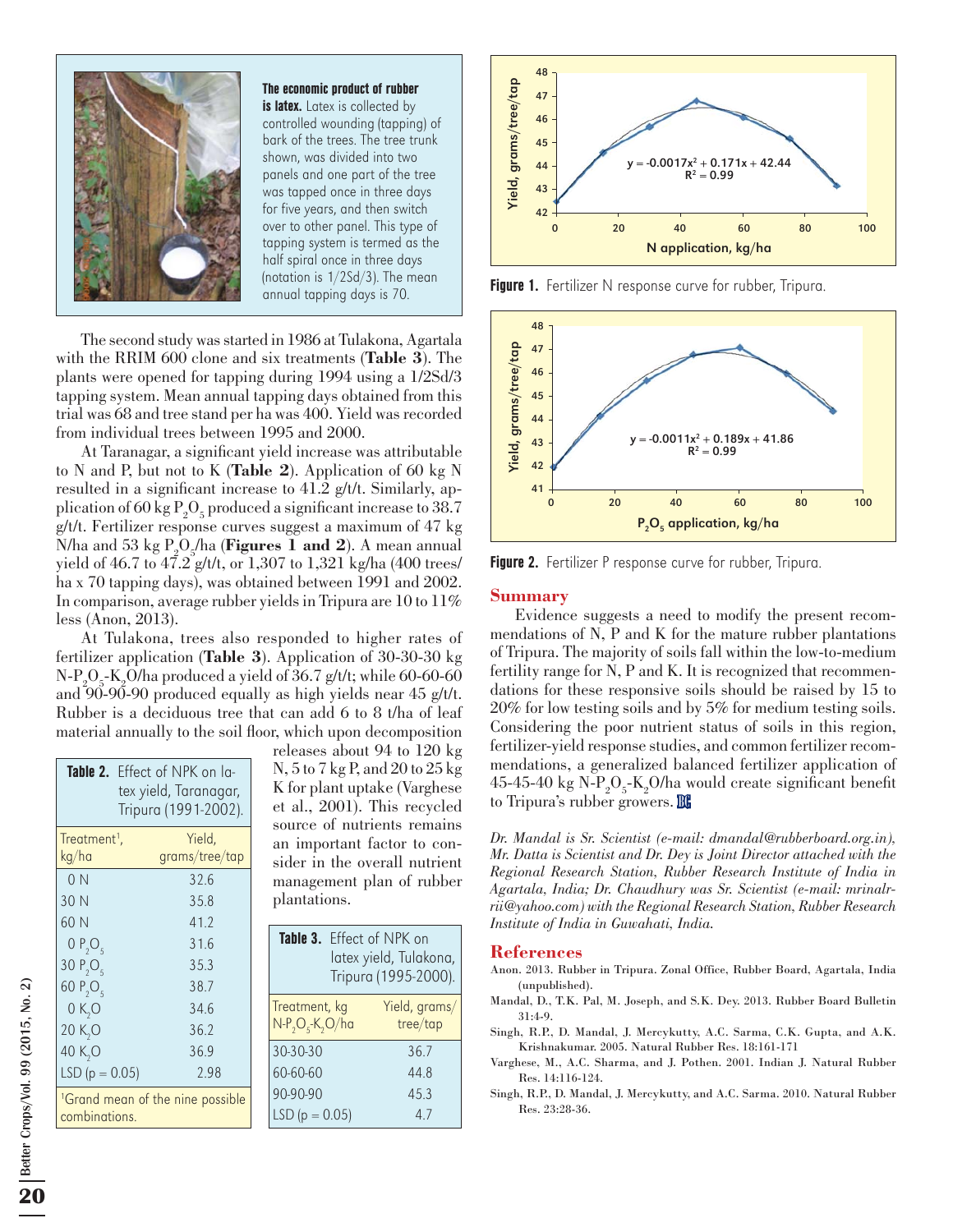**The economic product of rubber is latex.** Latex is collected by controlled wounding (tapping) of bark of the trees. The tree trunk shown, was divided into two panels and one part of the tree was tapped once in three days for five years, and then switch over to other panel. This type of tapping system is termed as the half spiral once in three days (notation is 1/2Sd/3). The mean annual tapping days is 70.

The second study was started in 1986 at Tulakona, Agartala with the RRIM 600 clone and six treatments (**Table 3**). The plants were opened for tapping during 1994 using a 1/2Sd/3 tapping system. Mean annual tapping days obtained from this trial was 68 and tree stand per ha was 400. Yield was recorded from individual trees between 1995 and 2000.

At Taranagar, a significant yield increase was attributable to N and P, but not to K (**Table 2**). Application of 60 kg N resulted in a significant increase to 41.2 g/t/t. Similarly, application of 60 kg $P_2O_5$ produced a significant increase to 38.7 g/t/t. Fertilizer response curves suggest a maximum of 47 kg N/ha and 53 kg $P_2O_5$/ha (**Figures 1 and 2**). A mean annual yield of 46.7 to 47.2 g/t/t, or 1,307 to 1,321 kg/ha (400 trees/ha x 70 tapping days), was obtained between 1991 and 2002. In comparison, average rubber yields in Tripura are 10 to 11% less (Anon, 2013).

At Tulakona, trees also responded to higher rates of fertilizer application (**Table 3**). Application of 30-30-30 kg N-$P_2O_5$-$K_2O$/ha produced a yield of 36.7 g/t/t; while 60-60-60 and 90-90-90 produced equally as high yields near 45 g/t/t. Rubber is a deciduous tree that can add 6 to 8 t/ha of leaf material annually to the soil floor, which upon decomposition releases about 94 to 120 kg N, 5 to 7 kg P, and 20 to 25 kg K for plant uptake (Varghese et al., 2001). This recycled source of nutrients remains an important factor to consider in the overall nutrient management plan of rubber plantations.

**Table 2.** Effect of NPK on latex yield, Taranagar, Tripura (1991-2002).

| Treatment[1], kg/ha | Yield, grams/tree/tap |
|---|---|
| 0 N | 32.6 |
| 30 N | 35.8 |
| 60 N | 41.2 |
| 0 $P_2O_5$ | 31.6 |
| 30 $P_2O_5$ | 35.3 |
| 60 $P_2O_5$ | 38.7 |
| 0 $K_2O$ | 34.6 |
| 20 $K_2O$ | 36.2 |
| 40 $K_2O$ | 36.9 |
| LSD (p = 0.05) | 2.98 |

[1]Grand mean of the nine possible combinations.

**Table 3.** Effect of NPK on latex yield, Tulakona, Tripura (1995-2000).

| Treatment, kg N-$P_2O_5$-$K_2O$/ha | Yield, grams/tree/tap |
|---|---|
| 30-30-30 | 36.7 |
| 60-60-60 | 44.8 |
| 90-90-90 | 45.3 |
| LSD (p = 0.05) | 4.7 |

Yield, grams/tree/tap

N application, kg/ha

$y = -0.0017x^2 + 0.171x + 42.44$
$R^2 = 0.99$

**Figure 1.** Fertilizer N response curve for rubber, Tripura.

Yield, grams/tree/tap

$P_2O_5$ application, kg/ha

$y = -0.0011x^2 + 0.189x + 41.86$
$R^2 = 0.99$

**Figure 2.** Fertilizer P response curve for rubber, Tripura.

## Summary

Evidence suggests a need to modify the present recommendations of N, P and K for the mature rubber plantations of Tripura. The majority of soils fall within the low-to-medium fertility range for N, P and K. It is recognized that recommendations for these responsive soils should be raised by 15 to 20% for low testing soils and by 5% for medium testing soils. Considering the poor nutrient status of soils in this region, fertilizer-yield response studies, and common fertilizer recommendations, a generalized balanced fertilizer application of 45-45-40 kg N-$P_2O_5$-$K_2O$/ha would create significant benefit to Tripura's rubber growers.

*Dr. Mandal is Sr. Scientist (e-mail: dmandal@rubberboard.org.in), Mr. Datta is Scientist and Dr. Dey is Joint Director attached with the Regional Research Station, Rubber Research Institute of India in Agartala, India; Dr. Chaudhury was Sr. Scientist (e-mail: mrinalrrii@yahoo.com) with the Regional Research Station, Rubber Research Institute of India in Guwahati, India.*

## References

Anon. 2013. Rubber in Tripura. Zonal Office, Rubber Board, Agartala, India (unpublished).

Mandal, D., T.K. Pal, M. Joseph, and S.K. Dey. 2013. Rubber Board Bulletin 31:4-9.

Singh, R.P., D. Mandal, J. Mercykutty, A.C. Sarma, C.K. Gupta, and A.K. Krishnakumar. 2005. Natural Rubber Res. 18:161-171

Varghese, M., A.C. Sharma, and J. Pothen. 2001. Indian J. Natural Rubber Res. 14:116-124.

Singh, R.P., D. Mandal, J. Mercykutty, and A.C. Sarma. 2010. Natural Rubber Res. 23:28-36.